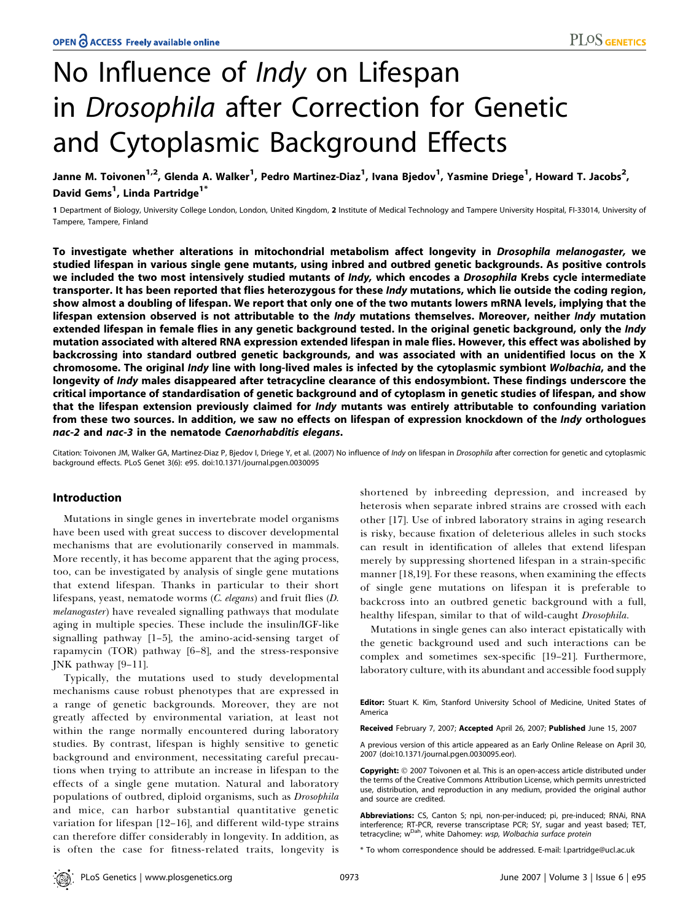# No Influence of *Indy* on Lifespan in *Drosophila* after Correction for Genetic and Cytoplasmic Background Effects

Janne M. Toivonen[1,2], Glenda A. Walker[1], Pedro Martinez-Diaz[1], Ivana Bjedov[1], Yasmine Driege[1], Howard T. Jacobs[2], David Gems[1], Linda Partridge[1*]

1 Department of Biology, University College London, London, United Kingdom, 2 Institute of Medical Technology and Tampere University Hospital, FI-33014, University of Tampere, Tampere, Finland

**To investigate whether alterations in mitochondrial metabolism affect longevity in *Drosophila melanogaster,* we studied lifespan in various single gene mutants, using inbred and outbred genetic backgrounds. As positive controls we included the two most intensively studied mutants of *Indy,* which encodes a *Drosophila* Krebs cycle intermediate transporter. It has been reported that flies heterozygous for these *Indy* mutations, which lie outside the coding region, show almost a doubling of lifespan. We report that only one of the two mutants lowers mRNA levels, implying that the lifespan extension observed is not attributable to the *Indy* mutations themselves. Moreover, neither *Indy* mutation extended lifespan in female flies in any genetic background tested. In the original genetic background, only the *Indy* mutation associated with altered RNA expression extended lifespan in male flies. However, this effect was abolished by backcrossing into standard outbred genetic backgrounds, and was associated with an unidentified locus on the X chromosome. The original *Indy* line with long-lived males is infected by the cytoplasmic symbiont *Wolbachia*, and the longevity of *Indy* males disappeared after tetracycline clearance of this endosymbiont. These findings underscore the critical importance of standardisation of genetic background and of cytoplasm in genetic studies of lifespan, and show that the lifespan extension previously claimed for *Indy* mutants was entirely attributable to confounding variation from these two sources. In addition, we saw no effects on lifespan of expression knockdown of the *Indy* orthologues *nac-2* and *nac-3* in the nematode *Caenorhabditis elegans*.**

Citation: Toivonen JM, Walker GA, Martinez-Diaz P, Bjedov I, Driege Y, et al. (2007) No influence of *Indy* on lifespan in *Drosophila* after correction for genetic and cytoplasmic background effects. PLoS Genet 3(6): e95. doi:10.1371/journal.pgen.0030095

## Introduction

Mutations in single genes in invertebrate model organisms have been used with great success to discover developmental mechanisms that are evolutionarily conserved in mammals. More recently, it has become apparent that the aging process, too, can be investigated by analysis of single gene mutations that extend lifespan. Thanks in particular to their short lifespans, yeast, nematode worms (*C. elegans*) and fruit flies (*D. melanogaster*) have revealed signalling pathways that modulate aging in multiple species. These include the insulin/IGF-like signalling pathway [1–5], the amino-acid-sensing target of rapamycin (TOR) pathway [6–8], and the stress-responsive JNK pathway [9–11].

Typically, the mutations used to study developmental mechanisms cause robust phenotypes that are expressed in a range of genetic backgrounds. Moreover, they are not greatly affected by environmental variation, at least not within the range normally encountered during laboratory studies. By contrast, lifespan is highly sensitive to genetic background and environment, necessitating careful precautions when trying to attribute an increase in lifespan to the effects of a single gene mutation. Natural and laboratory populations of outbred, diploid organisms, such as *Drosophila* and mice, can harbor substantial quantitative genetic variation for lifespan [12–16], and different wild-type strains can therefore differ considerably in longevity. In addition, as is often the case for fitness-related traits, longevity is shortened by inbreeding depression, and increased by heterosis when separate inbred strains are crossed with each other [17]. Use of inbred laboratory strains in aging research is risky, because fixation of deleterious alleles in such stocks can result in identification of alleles that extend lifespan merely by suppressing shortened lifespan in a strain-specific manner [18,19]. For these reasons, when examining the effects of single gene mutations on lifespan it is preferable to backcross into an outbred genetic background with a full, healthy lifespan, similar to that of wild-caught *Drosophila*.

Mutations in single genes can also interact epistatically with the genetic background used and such interactions can be complex and sometimes sex-specific [19–21]. Furthermore, laboratory culture, with its abundant and accessible food supply

**Editor:** Stuart K. Kim, Stanford University School of Medicine, United States of America

**Received** February 7, 2007; **Accepted** April 26, 2007; **Published** June 15, 2007

A previous version of this article appeared as an Early Online Release on April 30, 2007 (doi:10.1371/journal.pgen.0030095.eor).

**Copyright:** © 2007 Toivonen et al. This is an open-access article distributed under the terms of the Creative Commons Attribution License, which permits unrestricted use, distribution, and reproduction in any medium, provided the original author and source are credited.

**Abbreviations:** CS, Canton S; npi, non-per-induced; pi, pre-induced; RNAi, RNA interference; RT-PCR, reverse transcriptase PCR; SY, sugar and yeast based; TET, tetracycline; $w^{Dah}$, white Dahomey: *wsp, Wolbachia surface protein*

\* To whom correspondence should be addressed. E-mail: l.partridge@ucl.ac.uk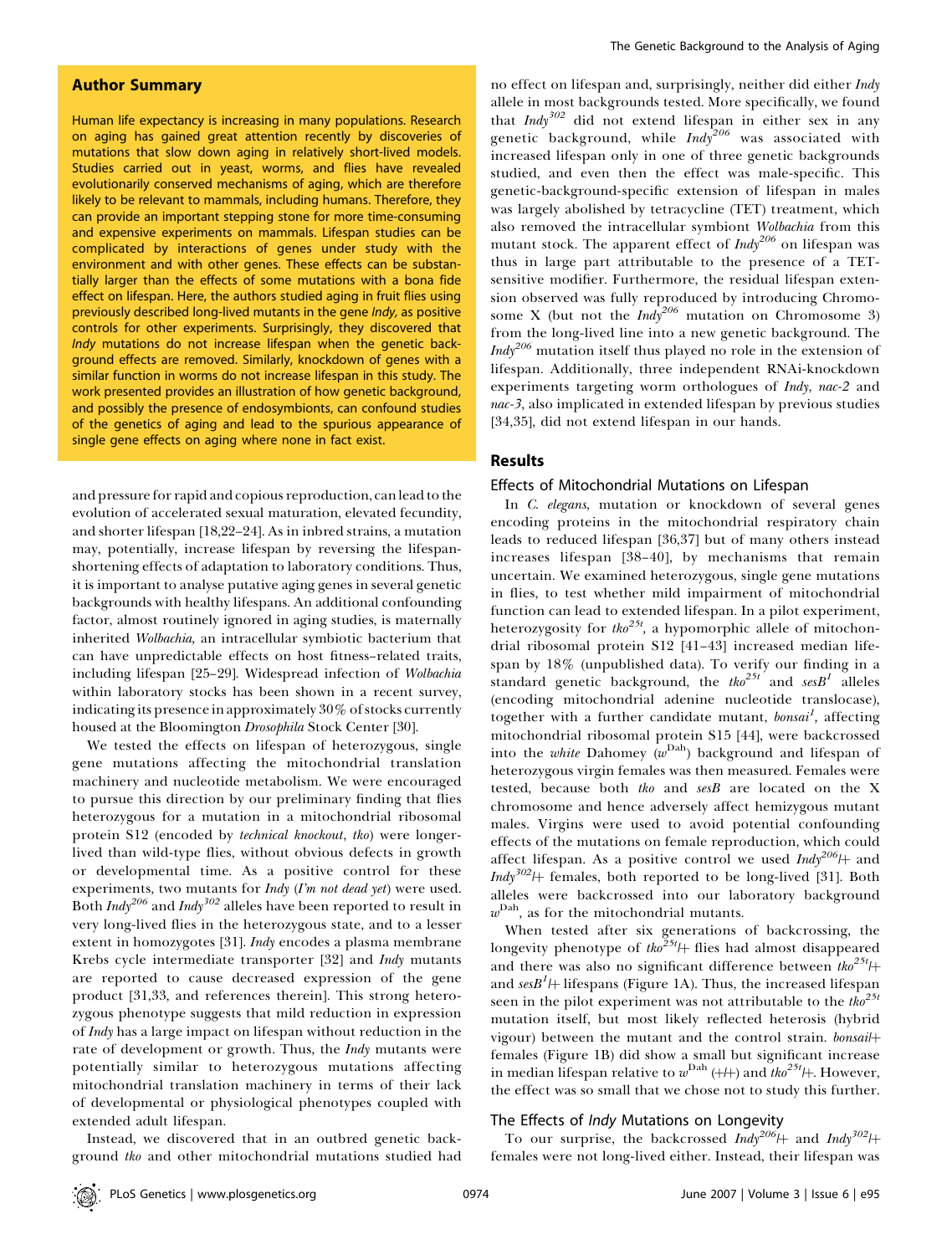## Author Summary

Human life expectancy is increasing in many populations. Research on aging has gained great attention recently by discoveries of mutations that slow down aging in relatively short-lived models. Studies carried out in yeast, worms, and flies have revealed evolutionarily conserved mechanisms of aging, which are therefore likely to be relevant to mammals, including humans. Therefore, they can provide an important stepping stone for more time-consuming and expensive experiments on mammals. Lifespan studies can be complicated by interactions of genes under study with the environment and with other genes. These effects can be substantially larger than the effects of some mutations with a bona fide effect on lifespan. Here, the authors studied aging in fruit flies using previously described long-lived mutants in the gene *Indy*, as positive controls for other experiments. Surprisingly, they discovered that *Indy* mutations do not increase lifespan when the genetic background effects are removed. Similarly, knockdown of genes with a similar function in worms do not increase lifespan in this study. The work presented provides an illustration of how genetic background, and possibly the presence of endosymbionts, can confound studies of the genetics of aging and lead to the spurious appearance of single gene effects on aging where none in fact exist.

and pressure for rapid and copious reproduction, can lead to the evolution of accelerated sexual maturation, elevated fecundity, and shorter lifespan [18,22–24]. As in inbred strains, a mutation may, potentially, increase lifespan by reversing the lifespan-shortening effects of adaptation to laboratory conditions. Thus, it is important to analyse putative aging genes in several genetic backgrounds with healthy lifespans. An additional confounding factor, almost routinely ignored in aging studies, is maternally inherited *Wolbachia*, an intracellular symbiotic bacterium that can have unpredictable effects on host fitness–related traits, including lifespan [25–29]. Widespread infection of *Wolbachia* within laboratory stocks has been shown in a recent survey, indicating its presence in approximately 30% of stocks currently housed at the Bloomington *Drosophila* Stock Center [30].

We tested the effects on lifespan of heterozygous, single gene mutations affecting the mitochondrial translation machinery and nucleotide metabolism. We were encouraged to pursue this direction by our preliminary finding that flies heterozygous for a mutation in a mitochondrial ribosomal protein S12 (encoded by *technical knockout*, *tko*) were longer-lived than wild-type flies, without obvious defects in growth or developmental time. As a positive control for these experiments, two mutants for *Indy* (*I'm not dead yet*) were used. Both $Indy^{206}$ and $Indy^{302}$ alleles have been reported to result in very long-lived flies in the heterozygous state, and to a lesser extent in homozygotes [31]. *Indy* encodes a plasma membrane Krebs cycle intermediate transporter [32] and *Indy* mutants are reported to cause decreased expression of the gene product [31,33, and references therein]. This strong heterozygous phenotype suggests that mild reduction in expression of *Indy* has a large impact on lifespan without reduction in the rate of development or growth. Thus, the *Indy* mutants were potentially similar to heterozygous mutations affecting mitochondrial translation machinery in terms of their lack of developmental or physiological phenotypes coupled with extended adult lifespan.

Instead, we discovered that in an outbred genetic background *tko* and other mitochondrial mutations studied had no effect on lifespan and, surprisingly, neither did either *Indy* allele in most backgrounds tested. More specifically, we found that $Indy^{302}$ did not extend lifespan in either sex in any genetic background, while $Indy^{206}$ was associated with increased lifespan only in one of three genetic backgrounds studied, and even then the effect was male-specific. This genetic-background-specific extension of lifespan in males was largely abolished by tetracycline (TET) treatment, which also removed the intracellular symbiont *Wolbachia* from this mutant stock. The apparent effect of $Indy^{206}$ on lifespan was thus in large part attributable to the presence of a TET-sensitive modifier. Furthermore, the residual lifespan extension observed was fully reproduced by introducing Chromosome X (but not the $Indy^{206}$ mutation on Chromosome 3) from the long-lived line into a new genetic background. The $Indy^{206}$ mutation itself thus played no role in the extension of lifespan. Additionally, three independent RNAi-knockdown experiments targeting worm orthologues of *Indy*, *nac-2* and *nac-3*, also implicated in extended lifespan by previous studies [34,35], did not extend lifespan in our hands.

## Results

### Effects of Mitochondrial Mutations on Lifespan

In *C. elegans,* mutation or knockdown of several genes encoding proteins in the mitochondrial respiratory chain leads to reduced lifespan [36,37] but of many others instead increases lifespan [38–40], by mechanisms that remain uncertain. We examined heterozygous, single gene mutations in flies, to test whether mild impairment of mitochondrial function can lead to extended lifespan. In a pilot experiment, heterozygosity for $tko^{25t}$, a hypomorphic allele of mitochondrial ribosomal protein S12 [41–43] increased median lifespan by 18% (unpublished data). To verify our finding in a standard genetic background, the $tko^{25t}$ and $sesB^{1}$ alleles (encoding mitochondrial adenine nucleotide translocase), together with a further candidate mutant, $bonsai^{1}$, affecting mitochondrial ribosomal protein S15 [44], were backcrossed into the *white* Dahomey ($w^{Dah}$) background and lifespan of heterozygous virgin females was then measured. Females were tested, because both *tko* and *sesB* are located on the X chromosome and hence adversely affect hemizygous mutant males. Virgins were used to avoid potential confounding effects of the mutations on female reproduction, which could affect lifespan. As a positive control we used $Indy^{206}$/+ and $Indy^{302}$/+ females, both reported to be long-lived [31]. Both alleles were backcrossed into our laboratory background $w^{Dah}$, as for the mitochondrial mutants.

When tested after six generations of backcrossing, the longevity phenotype of $tko^{25t}$/+ flies had almost disappeared and there was also no significant difference between $tko^{25t}$/+ and $sesB^{1}$/+ lifespans (Figure 1A). Thus, the increased lifespan seen in the pilot experiment was not attributable to the $tko^{25t}$ mutation itself, but most likely reflected heterosis (hybrid vigour) between the mutant and the control strain. *bonsai*/+ females (Figure 1B) did show a small but significant increase in median lifespan relative to $w^{Dah}$ (+/+) and $tko^{25t}$/+. However, the effect was so small that we chose not to study this further.

### The Effects of *Indy* Mutations on Longevity

To our surprise, the backcrossed $Indy^{206}$/+ and $Indy^{302}$/+ females were not long-lived either. Instead, their lifespan was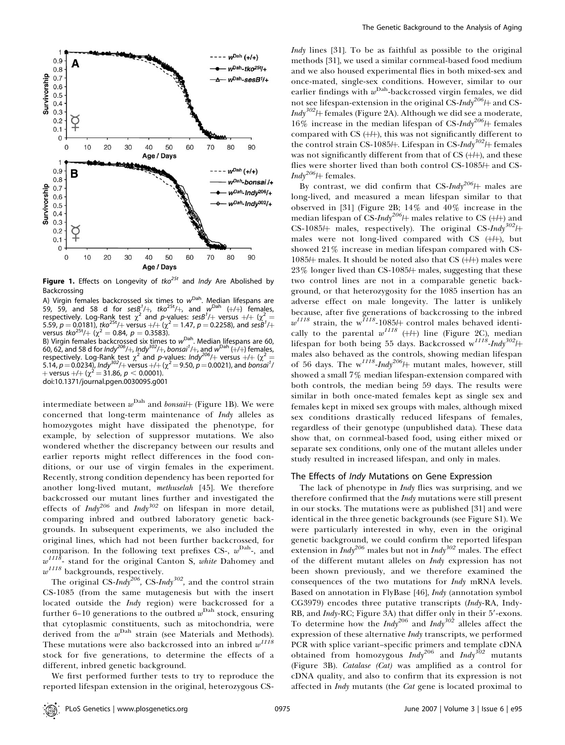**Figure 1.** Effects on Longevity of $tko^{25t}$ and *Indy* Are Abolished by Backcrossing

A) Virgin females backcrossed six times to $w^{Dah}$. Median lifespans are 59, 59, and 58 d for $sesB^1/+$, $tko^{25t}/+$, and $w^{Dah}$ (+/+) females, respectively. Log-Rank test $\chi^2$ and *p*-values: $sesB^1/+$ versus +/+ ($\chi^2 = 5.59$, $p = 0.0181$), $tko^{25t}/+$ versus +/+ ($\chi^2 = 1.47$, $p = 0.2258$), and $sesB^1/+$ versus $tko^{25t}/+$ ($\chi^2 = 0.84$, $p = 0.3583$).

B) Virgin females backcrossed six times to $w^{Dah}$. Median lifespans are 60, 60, 62, and 58 d for $Indy^{206}/+$, $Indy^{302}/+$, $bonsai^1/+$, and $w^{Dah}$ (+/+) females, respectively. Log-Rank test $\chi^2$ and *p*-values: $Indy^{206}/+$ versus +/+ ($\chi^2 = 5.14$, $p = 0.0234$), $Indy^{302}/+$ versus +/+ ($\chi^2 = 9.50$, $p = 0.0021$), and $bonsai^1/+$ versus +/+ ($\chi^2 = 31.86$, $p < 0.0001$).

doi:10.1371/journal.pgen.0030095.g001

intermediate between $w^{Dah}$ and *bonsai*/+ (Figure 1B). We were concerned that long-term maintenance of *Indy* alleles as homozygotes might have dissipated the phenotype, for example, by selection of suppressor mutations. We also wondered whether the discrepancy between our results and earlier reports might reflect differences in the food conditions, or our use of virgin females in the experiment. Recently, strong condition dependency has been reported for another long-lived mutant, *methuselah* [45]. We therefore backcrossed our mutant lines further and investigated the effects of $Indy^{206}$ and $Indy^{302}$ on lifespan in more detail, comparing inbred and outbred laboratory genetic backgrounds. In subsequent experiments, we also included the original lines, which had not been further backcrossed, for comparison. In the following text prefixes CS-, $w^{Dah}$-, and $w^{1118}$- stand for the original Canton S, *white* Dahomey and $w^{1118}$ backgrounds, respectively.

The original CS-$Indy^{206}$, CS-$Indy^{302}$, and the control strain CS-1085 (from the same mutagenesis but with the insert located outside the *Indy* region) were backcrossed for a further 6–10 generations to the outbred $w^{Dah}$ stock, ensuring that cytoplasmic constituents, such as mitochondria, were derived from the $w^{Dah}$ strain (see Materials and Methods). These mutations were also backcrossed into an inbred $w^{1118}$ stock for five generations, to determine the effects of a different, inbred genetic background.

We first performed further tests to try to reproduce the reported lifespan extension in the original, heterozygous CS-*Indy* lines [31]. To be as faithful as possible to the original methods [31], we used a similar cornmeal-based food medium and we also housed experimental flies in both mixed-sex and once-mated, single-sex conditions. However, similar to our earlier findings with $w^{Dah}$-backcrossed virgin females, we did not see lifespan-extension in the original CS-$Indy^{206}$/+ and CS-$Indy^{302}$/+ females (Figure 2A). Although we did see a moderate, 16% increase in the median lifespan of CS-$Indy^{206}$/+ females compared with CS (+/+), this was not significantly different to the control strain CS-1085/+. Lifespan in CS-$Indy^{302}$/+ females was not significantly different from that of CS (+/+), and these flies were shorter lived than both control CS-1085/+ and CS-$Indy^{206}$/+ females.

By contrast, we did confirm that CS-$Indy^{206}$/+ males are long-lived, and measured a mean lifespan similar to that observed in [31] (Figure 2B; 14% and 40% increase in the median lifespan of CS-$Indy^{206}$/+ males relative to CS (+/+) and CS-1085/+ males, respectively). The original CS-$Indy^{302}$/+ males were not long-lived compared with CS (+/+), but showed 21% increase in median lifespan compared with CS-1085/+ males. It should be noted also that CS (+/+) males were 23% longer lived than CS-1085/+ males, suggesting that these two control lines are not in a comparable genetic background, or that heterozygosity for the 1085 insertion has an adverse effect on male longevity. The latter is unlikely because, after five generations of backcrossing to the inbred $w^{1118}$ strain, the $w^{1118}$-1085/+ control males behaved identically to the parental $w^{1118}$ (+/+) line (Figure 2C), median lifespan for both being 55 days. Backcrossed $w^{1118}$-$Indy^{302}$/+ males also behaved as the controls, showing median lifespan of 56 days. The $w^{1118}$-$Indy^{206}$/+ mutant males, however, still showed a small 7% median lifespan-extension compared with both controls, the median being 59 days. The results were similar in both once-mated females kept as single sex and females kept in mixed sex groups with males, although mixed sex conditions drastically reduced lifespans of females, regardless of their genotype (unpublished data). These data show that, on cornmeal-based food, using either mixed or separate sex conditions, only one of the mutant alleles under study resulted in increased lifespan, and only in males.

### The Effects of *Indy* Mutations on Gene Expression

The lack of phenotype in *Indy* flies was surprising, and we therefore confirmed that the *Indy* mutations were still present in our stocks. The mutations were as published [31] and were identical in the three genetic backgrounds (see Figure S1). We were particularly interested in why, even in the original genetic background, we could confirm the reported lifespan extension in $Indy^{206}$ males but not in $Indy^{302}$ males. The effect of the different mutant alleles on *Indy* expression has not been shown previously, and we therefore examined the consequences of the two mutations for *Indy* mRNA levels. Based on annotation in FlyBase [46], *Indy* (annotation symbol CG3979) encodes three putative transcripts (*Indy*-RA, Indy-RB, and *Indy*-RC; Figure 3A) that differ only in their 5′-exons. To determine how the $Indy^{206}$ and $Indy^{302}$ alleles affect the expression of these alternative *Indy* transcripts, we performed PCR with splice variant–specific primers and template cDNA obtained from homozygous $Indy^{206}$ and $Indy^{302}$ mutants (Figure 3B). *Catalase (Cat)* was amplified as a control for cDNA quality, and also to confirm that its expression is not affected in *Indy* mutants (the *Cat* gene is located proximal to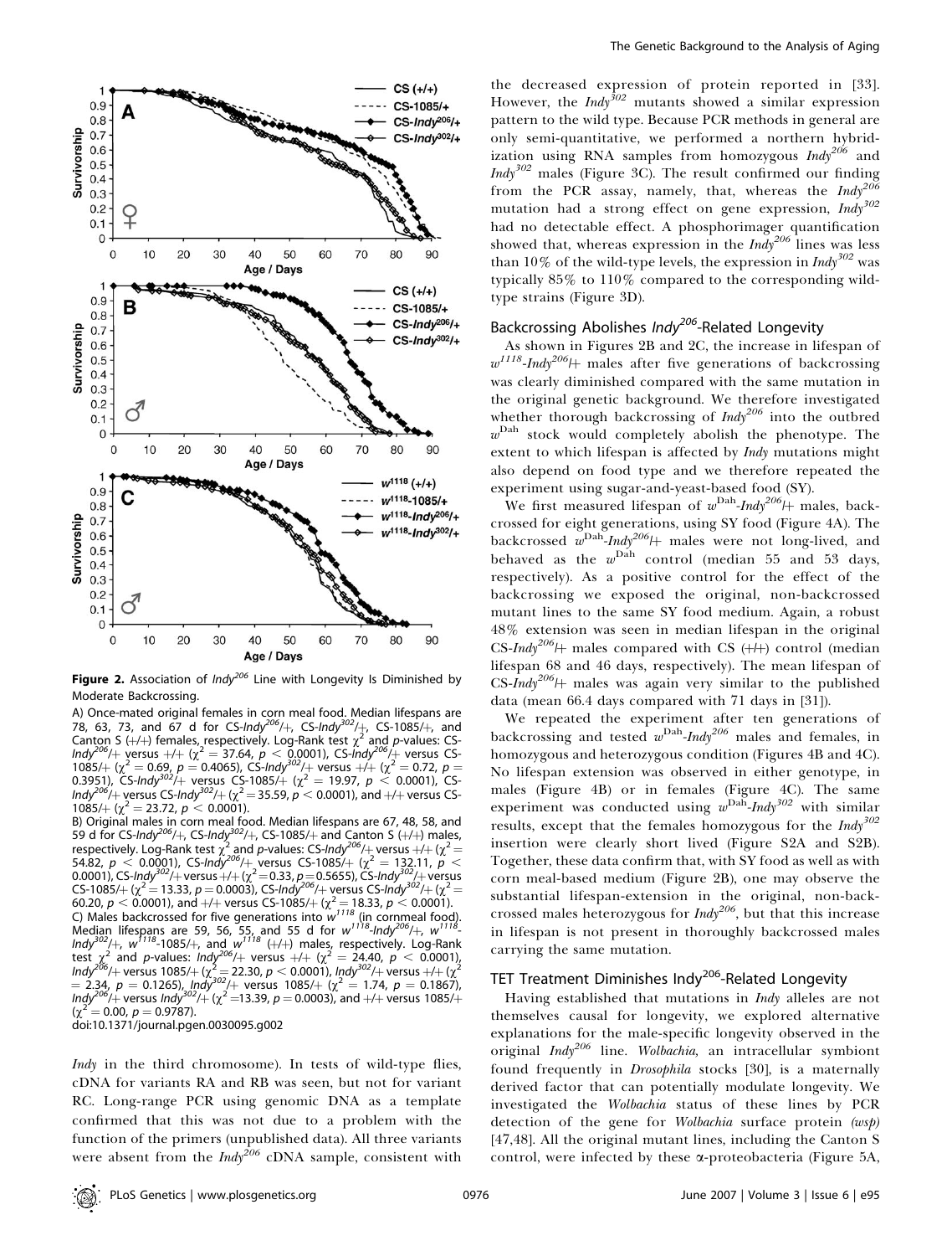**Figure 2.** Association of $Indy^{206}$ Line with Longevity Is Diminished by Moderate Backcrossing.

A) Once-mated original females in corn meal food. Median lifespans are 78, 63, 73, and 67 d for CS-$Indy^{206}$/+, CS-$Indy^{302}$/+, CS-1085/+, and Canton S (+/+) females, respectively. Log-Rank test $\chi^2$ and *p*-values: CS-$Indy^{206}$/+ versus +/+ ($\chi^2 = 37.64$, $p < 0.0001$), CS-$Indy^{206}$/+ versus CS-1085/+ ($\chi^2 = 0.69$, $p = 0.4065$), CS-$Indy^{302}$/+ versus +/+ ($\chi^2 = 0.72$, $p = 0.3951$), CS-$Indy^{302}$/+ versus CS-1085/+ ($\chi^2 = 19.97$, $p < 0.0001$), CS-$Indy^{206}$/+ versus CS-$Indy^{302}$/+ ($\chi^2 = 35.59$, $p < 0.0001$), and +/+ versus CS-1085/+ ($\chi^2 = 23.72$, $p < 0.0001$).

B) Original males in corn meal food. Median lifespans are 67, 48, 58, and 59 d for CS-$Indy^{206}$/+, CS-$Indy^{302}$/+, CS-1085/+ and Canton S (+/+) males, respectively. Log-Rank test $\chi^2$ and *p*-values: CS-$Indy^{206}$/+ versus +/+ ($\chi^2 = 54.82$, $p < 0.0001$), CS-$Indy^{206}$/+ versus CS-1085/+ ($\chi^2 = 132.11$, $p < 0.0001$), CS-$Indy^{302}$/+ versus +/+ ($\chi^2 = 0.33$, $p = 0.5655$), CS-$Indy^{302}$/+ versus CS-1085/+ ($\chi^2 = 13.33$, $p = 0.0003$), CS-$Indy^{206}$/+ versus CS-$Indy^{302}$/+ ($\chi^2 = 60.20$, $p < 0.0001$), and +/+ versus CS-1085/+ ($\chi^2 = 18.33$, $p < 0.0001$).

C) Males backcrossed for five generations into $w^{1118}$ (in cornmeal food). Median lifespans are 59, 56, 55, and 55 d for $w^{1118}$-$Indy^{206}$/+, $w^{1118}$-$Indy^{302}$/+, $w^{1118}$-1085/+, and $w^{1118}$ (+/+) males, respectively. Log-Rank test $\chi^2$ and *p*-values: $Indy^{206}$/+ versus +/+ ($\chi^2 = 24.40$, $p < 0.0001$), $Indy^{206}$/+ versus 1085/+ ($\chi^2 = 22.30$, $p < 0.0001$), $Indy^{302}$/+ versus +/+ ($\chi^2 = 2.34$, $p = 0.1265$), $Indy^{302}$/+ versus 1085/+ ($\chi^2 = 1.74$, $p = 0.1867$), $Indy^{206}$/+ versus $Indy^{302}$/+ ($\chi^2 = 13.39$, $p = 0.0003$), and +/+ versus 1085/+ ($\chi^2 = 0.00$, $p = 0.9787$).

doi:10.1371/journal.pgen.0030095.g002

*Indy* in the third chromosome). In tests of wild-type flies, cDNA for variants RA and RB was seen, but not for variant RC. Long-range PCR using genomic DNA as a template confirmed that this was not due to a problem with the function of the primers (unpublished data). All three variants were absent from the $Indy^{206}$ cDNA sample, consistent with the decreased expression of protein reported in [33]. However, the $Indy^{302}$ mutants showed a similar expression pattern to the wild type. Because PCR methods in general are only semi-quantitative, we performed a northern hybridization using RNA samples from homozygous $Indy^{206}$ and $Indy^{302}$ males (Figure 3C). The result confirmed our finding from the PCR assay, namely, that, whereas the $Indy^{206}$ mutation had a strong effect on gene expression, $Indy^{302}$ had no detectable effect. A phosphorimager quantification showed that, whereas expression in the $Indy^{206}$ lines was less than 10% of the wild-type levels, the expression in $Indy^{302}$ was typically 85% to 110% compared to the corresponding wild-type strains (Figure 3D).

## Backcrossing Abolishes $Indy^{206}$-Related Longevity

As shown in Figures 2B and 2C, the increase in lifespan of $w^{1118}$-$Indy^{206}$/+ males after five generations of backcrossing was clearly diminished compared with the same mutation in the original genetic background. We therefore investigated whether thorough backcrossing of $Indy^{206}$ into the outbred $w^{Dah}$ stock would completely abolish the phenotype. The extent to which lifespan is affected by *Indy* mutations might also depend on food type and we therefore repeated the experiment using sugar-and-yeast-based food (SY).

We first measured lifespan of $w^{Dah}$-$Indy^{206}$/+ males, backcrossed for eight generations, using SY food (Figure 4A). The backcrossed $w^{Dah}$-$Indy^{206}$/+ males were not long-lived, and behaved as the $w^{Dah}$ control (median 55 and 53 days, respectively). As a positive control for the effect of the backcrossing we exposed the original, non-backcrossed mutant lines to the same SY food medium. Again, a robust 48% extension was seen in median lifespan in the original CS-$Indy^{206}$/+ males compared with CS (+/+) control (median lifespan 68 and 46 days, respectively). The mean lifespan of CS-$Indy^{206}$/+ males was again very similar to the published data (mean 66.4 days compared with 71 days in [31]).

We repeated the experiment after ten generations of backcrossing and tested $w^{Dah}$-$Indy^{206}$ males and females, in homozygous and heterozygous condition (Figures 4B and 4C). No lifespan extension was observed in either genotype, in males (Figure 4B) or in females (Figure 4C). The same experiment was conducted using $w^{Dah}$-$Indy^{302}$ with similar results, except that the females homozygous for the $Indy^{302}$ insertion were clearly short lived (Figure S2A and S2B). Together, these data confirm that, with SY food as well as with corn meal-based medium (Figure 2B), one may observe the substantial lifespan-extension in the original, non-backcrossed males heterozygous for $Indy^{206}$, but that this increase in lifespan is not present in thoroughly backcrossed males carrying the same mutation.

## TET Treatment Diminishes $Indy^{206}$-Related Longevity

Having established that mutations in *Indy* alleles are not themselves causal for longevity, we explored alternative explanations for the male-specific longevity observed in the original $Indy^{206}$ line. *Wolbachia*, an intracellular symbiont found frequently in *Drosophila* stocks [30], is a maternally derived factor that can potentially modulate longevity. We investigated the *Wolbachia* status of these lines by PCR detection of the gene for *Wolbachia* surface protein *(wsp)* [47,48]. All the original mutant lines, including the Canton S control, were infected by these α-proteobacteria (Figure 5A,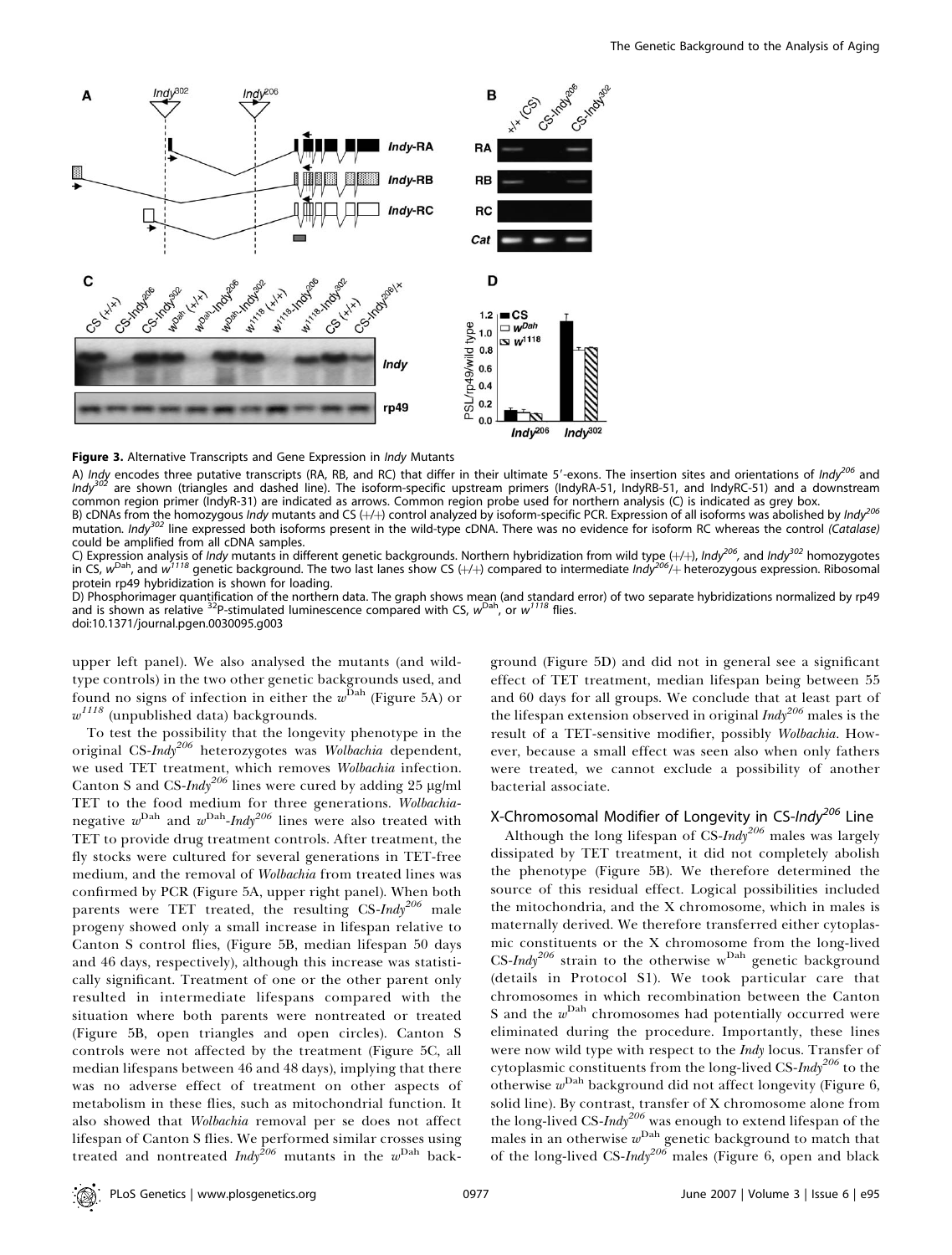**Figure 3.** Alternative Transcripts and Gene Expression in *Indy* Mutants

A) *Indy* encodes three putative transcripts (RA, RB, and RC) that differ in their ultimate 5′-exons. The insertion sites and orientations of *Indy*$^{206}$ and *Indy*$^{302}$ are shown (triangles and dashed line). The isoform-specific upstream primers (IndyRA-51, IndyRB-51, and IndyRC-51) and a downstream common region primer (IndyR-31) are indicated as arrows. Common region probe used for northern analysis (C) is indicated as grey box.

B) cDNAs from the homozygous *Indy* mutants and CS (+/+) control analyzed by isoform-specific PCR. Expression of all isoforms was abolished by *Indy*$^{206}$ mutation. *Indy*$^{302}$ line expressed both isoforms present in the wild-type cDNA. There was no evidence for isoform RC whereas the control *(Catalase)* could be amplified from all cDNA samples.

C) Expression analysis of *Indy* mutants in different genetic backgrounds. Northern hybridization from wild type (+/+), *Indy*$^{206}$, and *Indy*$^{302}$ homozygotes in CS, $w^{Dah}$, and $w^{1118}$ genetic background. The two last lanes show CS (+/+) compared to intermediate *Indy*$^{206}$/+ heterozygous expression. Ribosomal protein rp49 hybridization is shown for loading.

D) Phosphorimager quantification of the northern data. The graph shows mean (and standard error) of two separate hybridizations normalized by rp49 and is shown as relative $^{32}$P-stimulated luminescence compared with CS, $w^{Dah}$, or $w^{1118}$ flies.

doi:10.1371/journal.pgen.0030095.g003

upper left panel). We also analysed the mutants (and wild-type controls) in the two other genetic backgrounds used, and found no signs of infection in either the $w^{Dah}$ (Figure 5A) or $w^{1118}$ (unpublished data) backgrounds.

To test the possibility that the longevity phenotype in the original CS-*Indy*$^{206}$ heterozygotes was *Wolbachia* dependent, we used TET treatment, which removes *Wolbachia* infection. Canton S and CS-*Indy*$^{206}$ lines were cured by adding 25 μg/ml TET to the food medium for three generations. *Wolbachia*-negative $w^{Dah}$ and $w^{Dah}$-*Indy*$^{206}$ lines were also treated with TET to provide drug treatment controls. After treatment, the fly stocks were cultured for several generations in TET-free medium, and the removal of *Wolbachia* from treated lines was confirmed by PCR (Figure 5A, upper right panel). When both parents were TET treated, the resulting CS-*Indy*$^{206}$ male progeny showed only a small increase in lifespan relative to Canton S control flies, (Figure 5B, median lifespan 50 days and 46 days, respectively), although this increase was statistically significant. Treatment of one or the other parent only resulted in intermediate lifespans compared with the situation where both parents were nontreated or treated (Figure 5B, open triangles and open circles). Canton S controls were not affected by the treatment (Figure 5C, all median lifespans between 46 and 48 days), implying that there was no adverse effect of treatment on other aspects of metabolism in these flies, such as mitochondrial function. It also showed that *Wolbachia* removal per se does not affect lifespan of Canton S flies. We performed similar crosses using treated and nontreated *Indy*$^{206}$ mutants in the $w^{Dah}$ background (Figure 5D) and did not in general see a significant effect of TET treatment, median lifespan being between 55 and 60 days for all groups. We conclude that at least part of the lifespan extension observed in original *Indy*$^{206}$ males is the result of a TET-sensitive modifier, possibly *Wolbachia*. However, because a small effect was seen also when only fathers were treated, we cannot exclude a possibility of another bacterial associate.

## X-Chromosomal Modifier of Longevity in CS-*Indy*$^{206}$ Line

Although the long lifespan of CS-*Indy*$^{206}$ males was largely dissipated by TET treatment, it did not completely abolish the phenotype (Figure 5B). We therefore determined the source of this residual effect. Logical possibilities included the mitochondria, and the X chromosome, which in males is maternally derived. We therefore transferred either cytoplasmic constituents or the X chromosome from the long-lived CS-*Indy*$^{206}$ strain to the otherwise $w^{Dah}$ genetic background (details in Protocol S1). We took particular care that chromosomes in which recombination between the Canton S and the $w^{Dah}$ chromosomes had potentially occurred were eliminated during the procedure. Importantly, these lines were now wild type with respect to the *Indy* locus. Transfer of cytoplasmic constituents from the long-lived CS-*Indy*$^{206}$ to the otherwise $w^{Dah}$ background did not affect longevity (Figure 6, solid line). By contrast, transfer of X chromosome alone from the long-lived CS-*Indy*$^{206}$ was enough to extend lifespan of the males in an otherwise $w^{Dah}$ genetic background to match that of the long-lived CS-*Indy*$^{206}$ males (Figure 6, open and black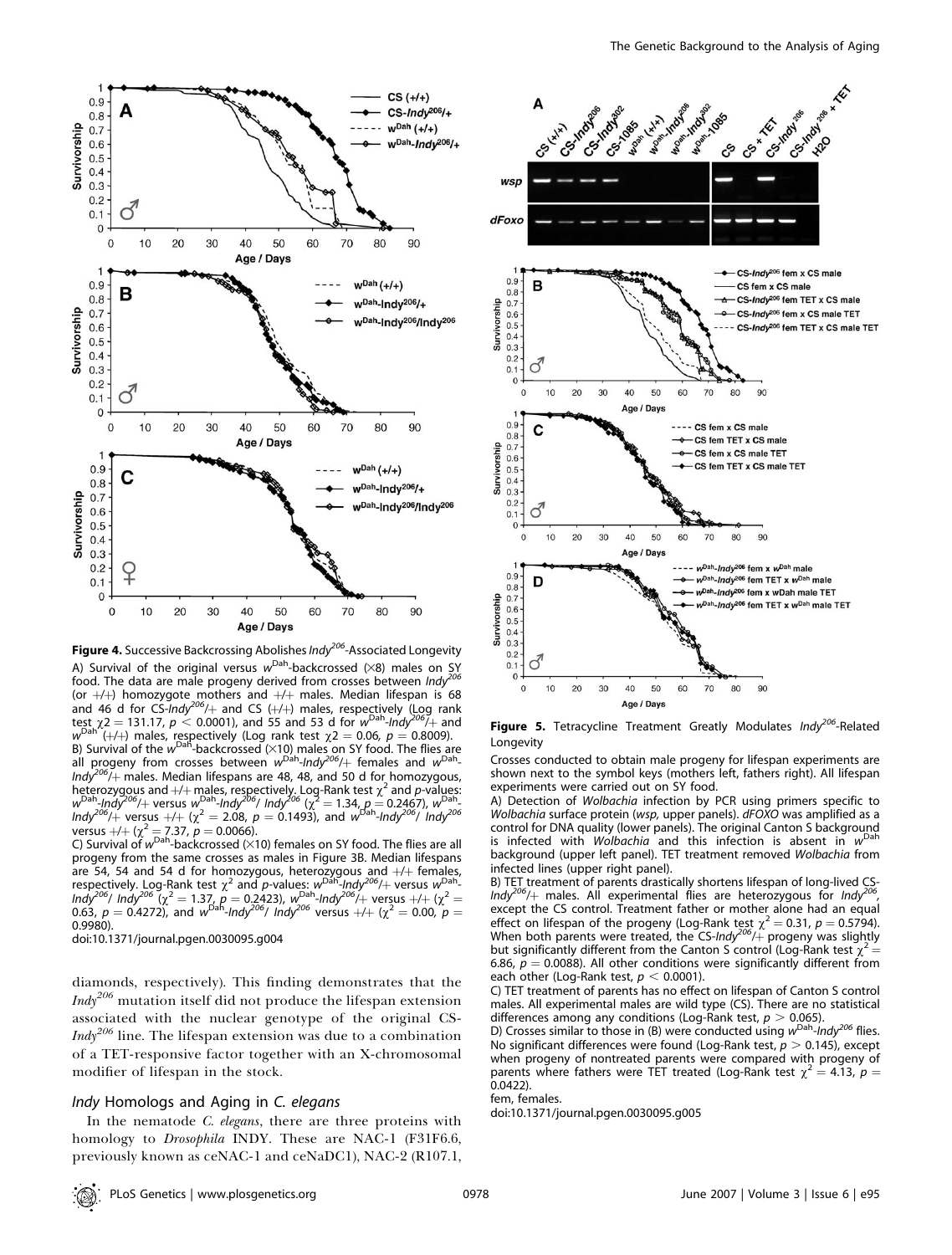**Figure 4.** Successive Backcrossing Abolishes *Indy*$^{206}$-Associated Longevity

A) Survival of the original versus $w^{Dah}$-backcrossed (×8) males on SY food. The data are male progeny derived from crosses between *Indy*$^{206}$ (or +/+) homozygote mothers and +/+ males. Median lifespan is 68 and 46 d for CS-*Indy*$^{206}$/+ and CS (+/+) males, respectively (Log rank test $\chi 2 = 131.17$, $p < 0.0001$), and 55 and 53 d for $w^{Dah}$-*Indy*$^{206}$/+ and $w^{Dah}$ (+/+) males, respectively (Log rank test $\chi 2 = 0.06$, $p = 0.8009$).

B) Survival of the $w^{Dah}$-backcrossed (×10) males on SY food. The flies are all progeny from crosses between $w^{Dah}$-*Indy*$^{206}$/+ females and $w^{Dah}$-*Indy*$^{206}$/+ males. Median lifespans are 48, 48, and 50 d for homozygous, heterozygous and +/+ males, respectively. Log-Rank test $\chi^2$ and *p*-values: $w^{Dah}$-*Indy*$^{206}$/+ versus $w^{Dah}$-*Indy*$^{206}$/ *Indy*$^{206}$ ($\chi^2 = 1.34$, $p = 0.2467$), $w^{Dah}$-*Indy*$^{206}$/+ versus +/+ ($\chi^2 = 2.08$, $p = 0.1493$), and $w^{Dah}$-*Indy*$^{206}$/ *Indy*$^{206}$ versus +/+ ($\chi^2 = 7.37$, $p = 0.0066$).

C) Survival of $w^{Dah}$-backcrossed (×10) females on SY food. The flies are all progeny from the same crosses as males in Figure 3B. Median lifespans are 54, 54 and 54 d for homozygous, heterozygous and +/+ females, respectively. Log-Rank test $\chi^2$ and *p*-values: $w^{Dah}$-*Indy*$^{206}$/+ versus $w^{Dah}$-*Indy*$^{206}$/ *Indy*$^{206}$ ($\chi^2 = 1.37$, $p = 0.2423$), $w^{Dah}$-*Indy*$^{206}$/+ versus +/+ ($\chi^2 = 0.63$, $p = 0.4272$), and $w^{Dah}$-*Indy*$^{206}$/ *Indy*$^{206}$ versus +/+ ($\chi^2 = 0.00$, $p = 0.9980$).

doi:10.1371/journal.pgen.0030095.g004

**Figure 5.** Tetracycline Treatment Greatly Modulates *Indy*$^{206}$-Related Longevity

Crosses conducted to obtain male progeny for lifespan experiments are shown next to the symbol keys (mothers left, fathers right). All lifespan experiments were carried out on SY food.

A) Detection of *Wolbachia* infection by PCR using primers specific to *Wolbachia* surface protein (*wsp,* upper panels). *dFOXO* was amplified as a control for DNA quality (lower panels). The original Canton S background is infected with *Wolbachia* and this infection is absent in $w^{Dah}$ background (upper left panel). TET treatment removed *Wolbachia* from infected lines (upper right panel).

B) TET treatment of parents drastically shortens lifespan of long-lived CS-*Indy*$^{206}$/+ males. All experimental flies are heterozygous for *Indy*$^{206}$, except the CS control. Treatment father or mother alone had an equal effect on lifespan of the progeny (Log-Rank test $\chi^2 = 0.31$, $p = 0.5794$). When both parents were treated, the CS-*Indy*$^{206}$/+ progeny was slightly but significantly different from the Canton S control (Log-Rank test $\chi^2 = 6.86$, $p = 0.0088$). All other conditions were significantly different from each other (Log-Rank test, $p < 0.0001$).

C) TET treatment of parents has no effect on lifespan of Canton S control males. All experimental males are wild type (CS). There are no statistical differences among any conditions (Log-Rank test, $p > 0.065$).

D) Crosses similar to those in (B) were conducted using $w^{Dah}$-*Indy*$^{206}$ flies. No significant differences were found (Log-Rank test, $p > 0.145$), except when progeny of nontreated parents were compared with progeny of parents where fathers were TET treated (Log-Rank test $\chi^2 = 4.13$, $p = 0.0422$).

fem, females.

doi:10.1371/journal.pgen.0030095.g005

diamonds, respectively). This finding demonstrates that the *Indy*$^{206}$ mutation itself did not produce the lifespan extension associated with the nuclear genotype of the original CS-*Indy*$^{206}$ line. The lifespan extension was due to a combination of a TET-responsive factor together with an X-chromosomal modifier of lifespan in the stock.

### *Indy* Homologs and Aging in *C. elegans*

In the nematode *C. elegans*, there are three proteins with homology to *Drosophila* INDY. These are NAC-1 (F31F6.6, previously known as ceNAC-1 and ceNaDC1), NAC-2 (R107.1,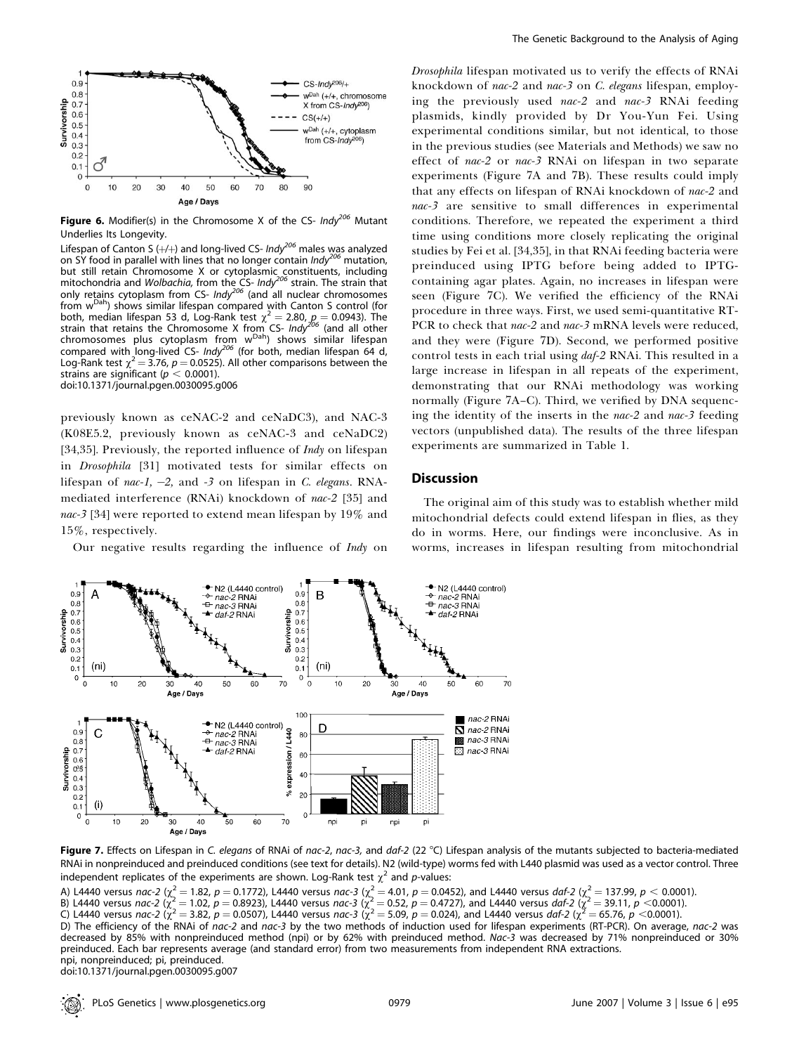**Figure 6.** Modifier(s) in the Chromosome X of the CS- $Indy^{206}$ Mutant Underlies Its Longevity.

Lifespan of Canton S (+/+) and long-lived CS- $Indy^{206}$ males was analyzed on SY food in parallel with lines that no longer contain $Indy^{206}$ mutation, but still retain Chromosome X or cytoplasmic constituents, including mitochondria and *Wolbachia,* from the CS- $Indy^{206}$ strain. The strain that only retains cytoplasm from CS- $Indy^{206}$ (and all nuclear chromosomes from $w^{Dah}$) shows similar lifespan compared with Canton S control (for both, median lifespan 53 d, Log-Rank test $\chi^2 = 2.80$, $p = 0.0943$). The strain that retains the Chromosome X from CS- $Indy^{206}$ (and all other chromosomes plus cytoplasm from $w^{Dah}$) shows similar lifespan compared with long-lived CS- $Indy^{206}$ (for both, median lifespan 64 d, Log-Rank test $\chi^2 = 3.76$, $p = 0.0525$). All other comparisons between the strains are significant ($p < 0.0001$).

doi:10.1371/journal.pgen.0030095.g006

previously known as ceNAC-2 and ceNaDC3), and NAC-3 (K08E5.2, previously known as ceNAC-3 and ceNaDC2) [34,35]. Previously, the reported influence of *Indy* on lifespan in *Drosophila* [31] motivated tests for similar effects on lifespan of *nac-1, –2,* and *-3* on lifespan in *C. elegans*. RNA-mediated interference (RNAi) knockdown of *nac-2* [35] and *nac-3* [34] were reported to extend mean lifespan by 19% and 15%, respectively.

Our negative results regarding the influence of *Indy* on *Drosophila* lifespan motivated us to verify the effects of RNAi knockdown of *nac-2* and *nac-3* on *C. elegans* lifespan, employing the previously used *nac-2* and *nac-3* RNAi feeding plasmids, kindly provided by Dr You-Yun Fei. Using experimental conditions similar, but not identical, to those in the previous studies (see Materials and Methods) we saw no effect of *nac-2* or *nac-3* RNAi on lifespan in two separate experiments (Figure 7A and 7B). These results could imply that any effects on lifespan of RNAi knockdown of *nac-2* and *nac-3* are sensitive to small differences in experimental conditions. Therefore, we repeated the experiment a third time using conditions more closely replicating the original studies by Fei et al. [34,35], in that RNAi feeding bacteria were preinduced using IPTG before being added to IPTG-containing agar plates. Again, no increases in lifespan were seen (Figure 7C). We verified the efficiency of the RNAi procedure in three ways. First, we used semi-quantitative RT-PCR to check that *nac-2* and *nac-3* mRNA levels were reduced, and they were (Figure 7D). Second, we performed positive control tests in each trial using *daf-2* RNAi. This resulted in a large increase in lifespan in all repeats of the experiment, demonstrating that our RNAi methodology was working normally (Figure 7A–C). Third, we verified by DNA sequencing the identity of the inserts in the *nac-2* and *nac-3* feeding vectors (unpublished data). The results of the three lifespan experiments are summarized in Table 1.

## Discussion

The original aim of this study was to establish whether mild mitochondrial defects could extend lifespan in flies, as they do in worms. Here, our findings were inconclusive. As in worms, increases in lifespan resulting from mitochondrial

**Figure 7.** Effects on Lifespan in *C. elegans* of RNAi of *nac-2*, *nac-3*, and *daf-2* (22 °C) Lifespan analysis of the mutants subjected to bacteria-mediated RNAi in nonpreinduced and preinduced conditions (see text for details). N2 (wild-type) worms fed with L440 plasmid was used as a vector control. Three independent replicates of the experiments are shown. Log-Rank test $\chi^2$ and *p*-values:

A) L4440 versus *nac-2* ($\chi^2 = 1.82$, $p = 0.1772$), L4440 versus *nac-3* ($\chi^2 = 4.01$, $p = 0.0452$), and L4440 versus *daf-2* ($\chi^2 = 137.99$, $p < 0.0001$).
B) L4440 versus *nac-2* ($\chi^2 = 1.02$, $p = 0.8923$), L4440 versus *nac-3* ($\chi^2 = 0.52$, $p = 0.4727$), and L4440 versus *daf-2* ($\chi^2 = 39.11$, $p < 0.0001$).
C) L4440 versus *nac-2* ($\chi^2 = 3.82$, $p = 0.0507$), L4440 versus *nac-3* ($\chi^2 = 5.09$, $p = 0.024$), and L4440 versus *daf-2* ($\chi^2 = 65.76$, $p < 0.0001$).
D) The efficiency of the RNAi of *nac-2* and *nac-3* by the two methods of induction used for lifespan experiments (RT-PCR). On average, *nac-2* was decreased by 85% with nonpreinduced method (npi) or by 62% with preinduced method. *Nac-3* was decreased by 71% nonpreinduced or 30% preinduced. Each bar represents average (and standard error) from two measurements from independent RNA extractions.
npi, nonpreinduced; pi, preinduced.

doi:10.1371/journal.pgen.0030095.g007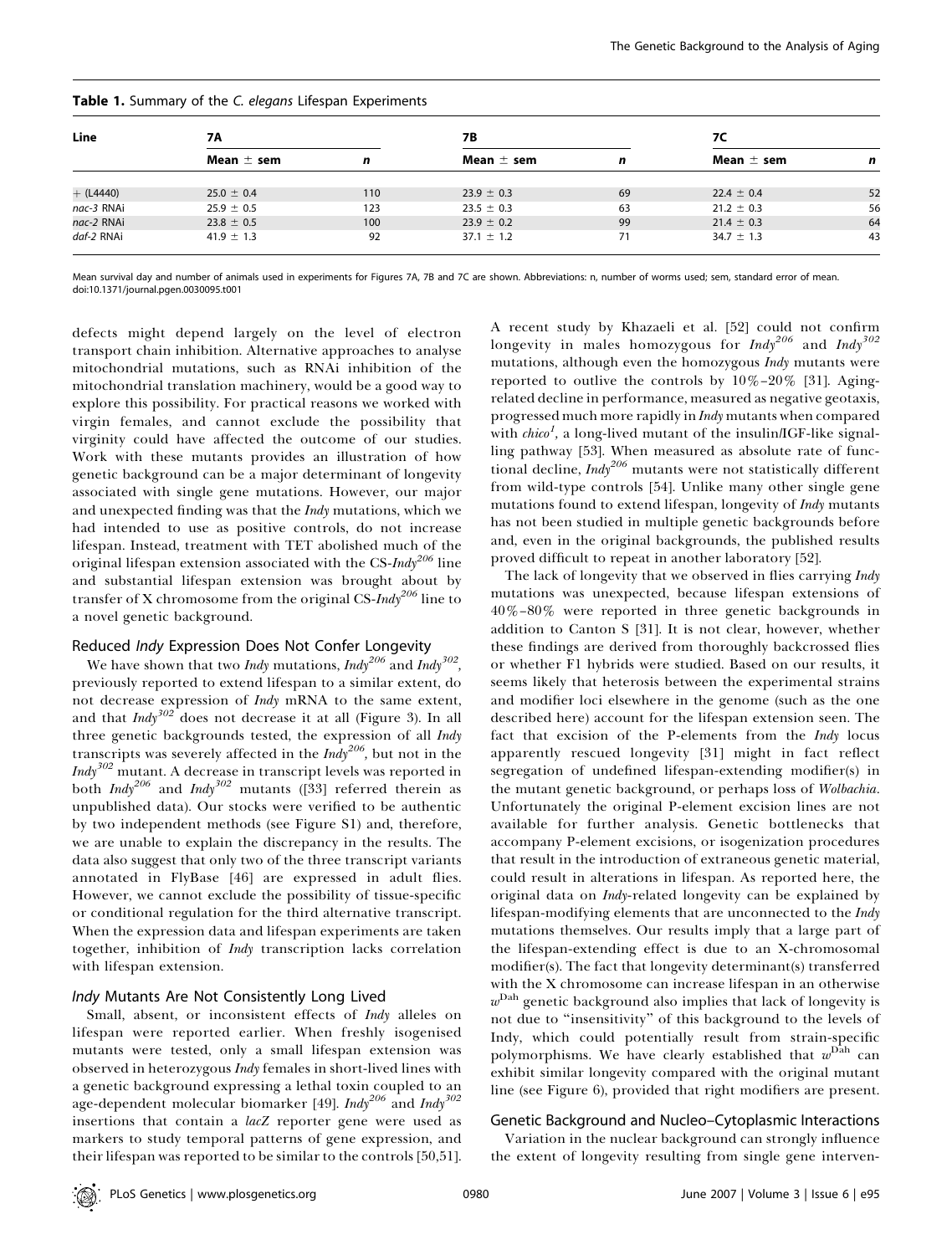**Table 1.** Summary of the *C. elegans* Lifespan Experiments

| Line | 7A | | 7B | | 7C | |
|---|---|---|---|---|---|---|
| | Mean ± sem | n | Mean ± sem | n | Mean ± sem | n |
| + (L4440) | 25.0 ± 0.4 | 110 | 23.9 ± 0.3 | 69 | 22.4 ± 0.4 | 52 |
| *nac-3* RNAi | 25.9 ± 0.5 | 123 | 23.5 ± 0.3 | 63 | 21.2 ± 0.3 | 56 |
| *nac-2* RNAi | 23.8 ± 0.5 | 100 | 23.9 ± 0.2 | 99 | 21.4 ± 0.3 | 64 |
| *daf-2* RNAi | 41.9 ± 1.3 | 92 | 37.1 ± 1.2 | 71 | 34.7 ± 1.3 | 43 |

Mean survival day and number of animals used in experiments for Figures 7A, 7B and 7C are shown. Abbreviations: n, number of worms used; sem, standard error of mean.
doi:10.1371/journal.pgen.0030095.t001

defects might depend largely on the level of electron transport chain inhibition. Alternative approaches to analyse mitochondrial mutations, such as RNAi inhibition of the mitochondrial translation machinery, would be a good way to explore this possibility. For practical reasons we worked with virgin females, and cannot exclude the possibility that virginity could have affected the outcome of our studies. Work with these mutants provides an illustration of how genetic background can be a major determinant of longevity associated with single gene mutations. However, our major and unexpected finding was that the *Indy* mutations, which we had intended to use as positive controls, do not increase lifespan. Instead, treatment with TET abolished much of the original lifespan extension associated with the CS-*Indy*$^{206}$ line and substantial lifespan extension was brought about by transfer of X chromosome from the original CS-*Indy*$^{206}$ line to a novel genetic background.

### Reduced *Indy* Expression Does Not Confer Longevity

We have shown that two *Indy* mutations, *Indy*$^{206}$ and *Indy*$^{302}$, previously reported to extend lifespan to a similar extent, do not decrease expression of *Indy* mRNA to the same extent, and that *Indy*$^{302}$ does not decrease it at all (Figure 3). In all three genetic backgrounds tested, the expression of all *Indy* transcripts was severely affected in the *Indy*$^{206}$, but not in the *Indy*$^{302}$ mutant. A decrease in transcript levels was reported in both *Indy*$^{206}$ and *Indy*$^{302}$ mutants ([33] referred therein as unpublished data). Our stocks were verified to be authentic by two independent methods (see Figure S1) and, therefore, we are unable to explain the discrepancy in the results. The data also suggest that only two of the three transcript variants annotated in FlyBase [46] are expressed in adult flies. However, we cannot exclude the possibility of tissue-specific or conditional regulation for the third alternative transcript. When the expression data and lifespan experiments are taken together, inhibition of *Indy* transcription lacks correlation with lifespan extension.

### *Indy* Mutants Are Not Consistently Long Lived

Small, absent, or inconsistent effects of *Indy* alleles on lifespan were reported earlier. When freshly isogenised mutants were tested, only a small lifespan extension was observed in heterozygous *Indy* females in short-lived lines with a genetic background expressing a lethal toxin coupled to an age-dependent molecular biomarker [49]. *Indy*$^{206}$ and *Indy*$^{302}$ insertions that contain a *lacZ* reporter gene were used as markers to study temporal patterns of gene expression, and their lifespan was reported to be similar to the controls [50,51]. A recent study by Khazaeli et al. [52] could not confirm longevity in males homozygous for *Indy*$^{206}$ and *Indy*$^{302}$ mutations, although even the homozygous *Indy* mutants were reported to outlive the controls by 10%–20% [31]. Aging-related decline in performance, measured as negative geotaxis, progressed much more rapidly in *Indy* mutants when compared with *chico*$^{1}$, a long-lived mutant of the insulin/IGF-like signalling pathway [53]. When measured as absolute rate of functional decline, *Indy*$^{206}$ mutants were not statistically different from wild-type controls [54]. Unlike many other single gene mutations found to extend lifespan, longevity of *Indy* mutants has not been studied in multiple genetic backgrounds before and, even in the original backgrounds, the published results proved difficult to repeat in another laboratory [52].

The lack of longevity that we observed in flies carrying *Indy* mutations was unexpected, because lifespan extensions of 40%–80% were reported in three genetic backgrounds in addition to Canton S [31]. It is not clear, however, whether these findings are derived from thoroughly backcrossed flies or whether F1 hybrids were studied. Based on our results, it seems likely that heterosis between the experimental strains and modifier loci elsewhere in the genome (such as the one described here) account for the lifespan extension seen. The fact that excision of the P-elements from the *Indy* locus apparently rescued longevity [31] might in fact reflect segregation of undefined lifespan-extending modifier(s) in the mutant genetic background, or perhaps loss of *Wolbachia*. Unfortunately the original P-element excision lines are not available for further analysis. Genetic bottlenecks that accompany P-element excisions, or isogenization procedures that result in the introduction of extraneous genetic material, could result in alterations in lifespan. As reported here, the original data on *Indy*-related longevity can be explained by lifespan-modifying elements that are unconnected to the *Indy* mutations themselves. Our results imply that a large part of the lifespan-extending effect is due to an X-chromosomal modifier(s). The fact that longevity determinant(s) transferred with the X chromosome can increase lifespan in an otherwise $w^{Dah}$ genetic background also implies that lack of longevity is not due to "insensitivity" of this background to the levels of Indy, which could potentially result from strain-specific polymorphisms. We have clearly established that $w^{Dah}$ can exhibit similar longevity compared with the original mutant line (see Figure 6), provided that right modifiers are present.

### Genetic Background and Nucleo–Cytoplasmic Interactions

Variation in the nuclear background can strongly influence the extent of longevity resulting from single gene interven-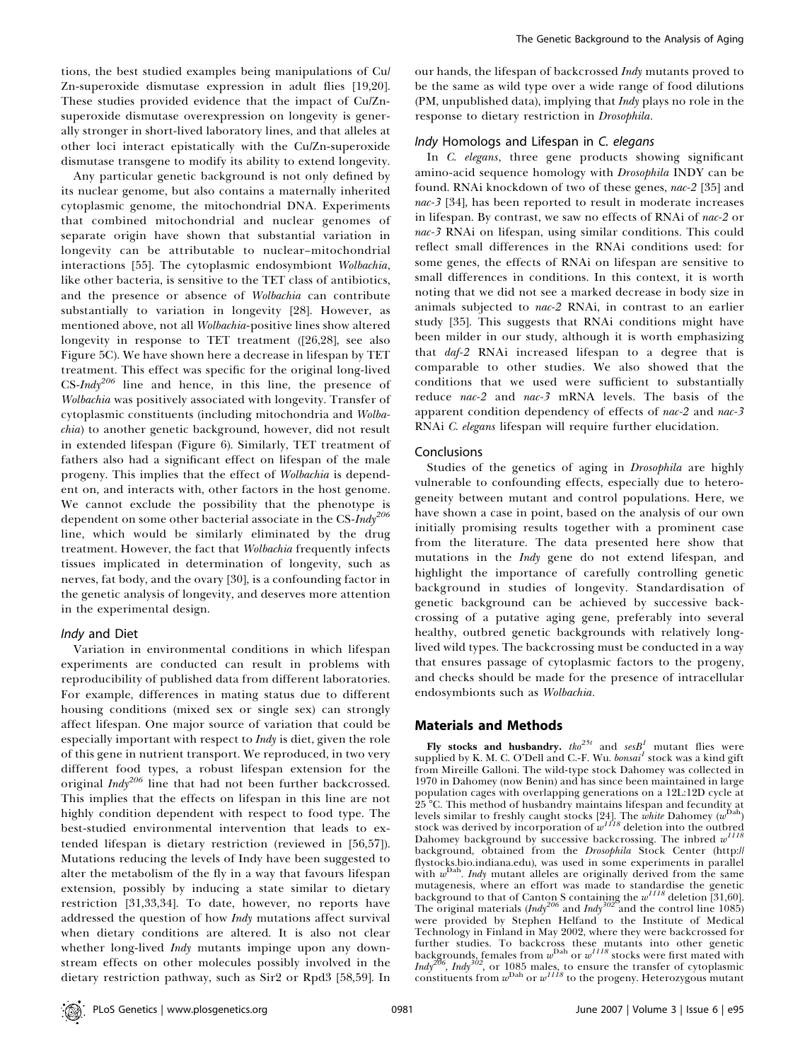tions, the best studied examples being manipulations of Cu/Zn-superoxide dismutase expression in adult flies [19,20]. These studies provided evidence that the impact of Cu/Zn-superoxide dismutase overexpression on longevity is generally stronger in short-lived laboratory lines, and that alleles at other loci interact epistatically with the Cu/Zn-superoxide dismutase transgene to modify its ability to extend longevity.

Any particular genetic background is not only defined by its nuclear genome, but also contains a maternally inherited cytoplasmic genome, the mitochondrial DNA. Experiments that combined mitochondrial and nuclear genomes of separate origin have shown that substantial variation in longevity can be attributable to nuclear–mitochondrial interactions [55]. The cytoplasmic endosymbiont *Wolbachia*, like other bacteria, is sensitive to the TET class of antibiotics, and the presence or absence of *Wolbachia* can contribute substantially to variation in longevity [28]. However, as mentioned above, not all *Wolbachia*-positive lines show altered longevity in response to TET treatment ([26,28], see also Figure 5C). We have shown here a decrease in lifespan by TET treatment. This effect was specific for the original long-lived CS-*Indy*$^{206}$ line and hence, in this line, the presence of *Wolbachia* was positively associated with longevity. Transfer of cytoplasmic constituents (including mitochondria and *Wolbachia*) to another genetic background, however, did not result in extended lifespan (Figure 6). Similarly, TET treatment of fathers also had a significant effect on lifespan of the male progeny. This implies that the effect of *Wolbachia* is dependent on, and interacts with, other factors in the host genome. We cannot exclude the possibility that the phenotype is dependent on some other bacterial associate in the CS-*Indy*$^{206}$ line, which would be similarly eliminated by the drug treatment. However, the fact that *Wolbachia* frequently infects tissues implicated in determination of longevity, such as nerves, fat body, and the ovary [30], is a confounding factor in the genetic analysis of longevity, and deserves more attention in the experimental design.

### *Indy* and Diet

Variation in environmental conditions in which lifespan experiments are conducted can result in problems with reproducibility of published data from different laboratories. For example, differences in mating status due to different housing conditions (mixed sex or single sex) can strongly affect lifespan. One major source of variation that could be especially important with respect to *Indy* is diet, given the role of this gene in nutrient transport. We reproduced, in two very different food types, a robust lifespan extension for the original *Indy*$^{206}$ line that had not been further backcrossed. This implies that the effects on lifespan in this line are not highly condition dependent with respect to food type. The best-studied environmental intervention that leads to extended lifespan is dietary restriction (reviewed in [56,57]). Mutations reducing the levels of Indy have been suggested to alter the metabolism of the fly in a way that favours lifespan extension, possibly by inducing a state similar to dietary restriction [31,33,34]. To date, however, no reports have addressed the question of how *Indy* mutations affect survival when dietary conditions are altered. It is also not clear whether long-lived *Indy* mutants impinge upon any downstream effects on other molecules possibly involved in the dietary restriction pathway, such as Sir2 or Rpd3 [58,59]. In our hands, the lifespan of backcrossed *Indy* mutants proved to be the same as wild type over a wide range of food dilutions (PM, unpublished data), implying that *Indy* plays no role in the response to dietary restriction in *Drosophila*.

### *Indy* Homologs and Lifespan in *C. elegans*

In *C. elegans*, three gene products showing significant amino-acid sequence homology with *Drosophila* INDY can be found. RNAi knockdown of two of these genes, *nac-2* [35] and *nac-3* [34], has been reported to result in moderate increases in lifespan. By contrast, we saw no effects of RNAi of *nac-2* or *nac-3* RNAi on lifespan, using similar conditions. This could reflect small differences in the RNAi conditions used: for some genes, the effects of RNAi on lifespan are sensitive to small differences in conditions. In this context, it is worth noting that we did not see a marked decrease in body size in animals subjected to *nac-2* RNAi, in contrast to an earlier study [35]. This suggests that RNAi conditions might have been milder in our study, although it is worth emphasizing that *daf-2* RNAi increased lifespan to a degree that is comparable to other studies. We also showed that the conditions that we used were sufficient to substantially reduce *nac-2* and *nac-3* mRNA levels. The basis of the apparent condition dependency of effects of *nac-2* and *nac-3* RNAi *C. elegans* lifespan will require further elucidation.

### Conclusions

Studies of the genetics of aging in *Drosophila* are highly vulnerable to confounding effects, especially due to heterogeneity between mutant and control populations. Here, we have shown a case in point, based on the analysis of our own initially promising results together with a prominent case from the literature. The data presented here show that mutations in the *Indy* gene do not extend lifespan, and highlight the importance of carefully controlling genetic background in studies of longevity. Standardisation of genetic background can be achieved by successive backcrossing of a putative aging gene, preferably into several healthy, outbred genetic backgrounds with relatively long-lived wild types. The backcrossing must be conducted in a way that ensures passage of cytoplasmic factors to the progeny, and checks should be made for the presence of intracellular endosymbionts such as *Wolbachia*.

## Materials and Methods

**Fly stocks and husbandry.** *tko*$^{25t}$ and *sesB*$^{1}$ mutant flies were supplied by K. M. C. O'Dell and C.-F. Wu. *bonsai*$^{1}$ stock was a kind gift from Mireille Galloni. The wild-type stock Dahomey was collected in 1970 in Dahomey (now Benin) and has since been maintained in large population cages with overlapping generations on a 12L:12D cycle at 25 °C. This method of husbandry maintains lifespan and fecundity at levels similar to freshly caught stocks [24]. The *white* Dahomey ($w^{Dah}$) stock was derived by incorporation of $w^{1118}$ deletion into the outbred Dahomey background by successive backcrossing. The inbred $w^{1118}$ background, obtained from the *Drosophila* Stock Center (http://flystocks.bio.indiana.edu), was used in some experiments in parallel with $w^{Dah}$. *Indy* mutant alleles are originally derived from the same mutagenesis, where an effort was made to standardise the genetic background to that of Canton S containing the $w^{1118}$ deletion [31,60]. The original materials (*Indy*$^{206}$ and *Indy*$^{302}$ and the control line 1085) were provided by Stephen Helfand to the Institute of Medical Technology in Finland in May 2002, where they were backcrossed for further studies. To backcross these mutants into other genetic backgrounds, females from $w^{Dah}$ or $w^{1118}$ stocks were first mated with *Indy*$^{206}$, *Indy*$^{302}$, or 1085 males, to ensure the transfer of cytoplasmic constituents from $w^{Dah}$ or $w^{1118}$ to the progeny. Heterozygous mutant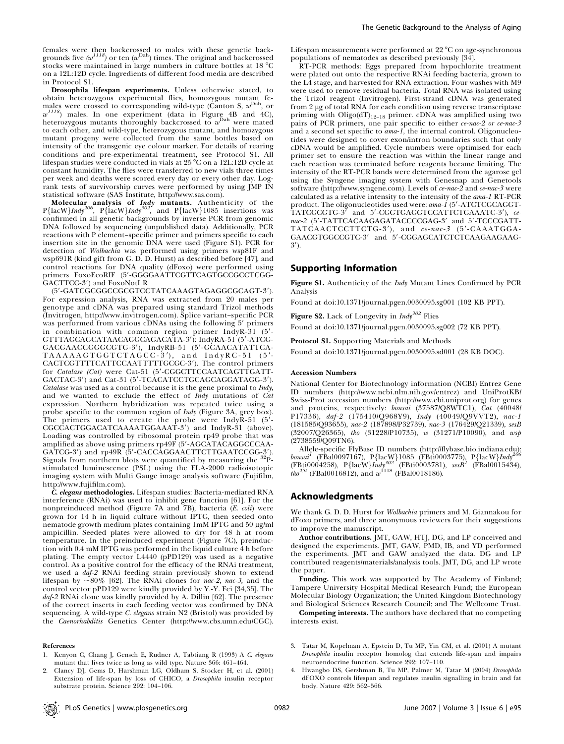females were then backcrossed to males with these genetic backgrounds five ($w^{1118}$) or ten ($w^{Dah}$) times. The original and backcrossed stocks were maintained in large numbers in culture bottles at 18 °C on a 12L:12D cycle. Ingredients of different food media are described in Protocol S1.

**Drosophila lifespan experiments.** Unless otherwise stated, to obtain heterozygous experimental flies, homozygous mutant females were crossed to corresponding wild-type (Canton S, $w^{Dah}$, or $w^{1118}$) males. In one experiment (data in Figure 4B and 4C), heterozygous mutants thoroughly backcrossed to $w^{Dah}$ were mated to each other, and wild-type, heterozygous mutant, and homozygous mutant progeny were collected from the same bottles based on intensity of the transgenic eye colour marker. For details of rearing conditions and pre-experimental treatment, see Protocol S1. All lifespan studies were conducted in vials at 25 °C on a 12L:12D cycle at constant humidity. The flies were transferred to new vials three times per week and deaths were scored every day or every other day. Log-rank tests of survivorship curves were performed by using JMP IN statistical software (SAS Institute, http://www.sas.com).

**Molecular analysis of *Indy* mutants.** Authenticity of the P{lacW}$Indy^{206}$, P{lacW}$Indy^{302}$, and P{lacW}1085 insertions was confirmed in all genetic backgrounds by inverse PCR from genomic DNA followed by sequencing (unpublished data). Additionally, PCR reactions with P element–specific primer and primers specific to each insertion site in the genomic DNA were used (Figure S1). PCR for detection of *Wolbachia* was performed using primers wsp81F and wsp691R (kind gift from G. D. D. Hurst) as described before [47], and control reactions for DNA quality (dFoxo) were performed using primers FoxoEcoRIF (5′-GGGGAATTCGTTCAGTGCCGCCTCGGGACTTCC-3′) and FoxoNotI R (5′-GATCGCGGCCGCGTCCTATCAAAGTAGAGGCGCAGT-3′). For expression analysis, RNA was extracted from 20 males per genotype and cDNA was prepared using standard Trizol methods (Invitrogen, http://www.invitrogen.com). Splice variant–specific PCR was performed from various cDNAs using the following 5′ primers in combination with common region primer IndyR-31 (5′-GTTTAGCAGCATAACAGGCAGACATA-3′): IndyRA-51 (5′-ATCGGACGAACCGGGCGTG-3′), IndyRB-51 (5′-GCAACATATTCATAAAAAGTGGTCTAGCC-3′), and IndyRC-51 (5′-CACTCGTTTTCATTCCAATTTTTGCGC-3′). The control primers for *Catalase (Cat)* were Cat-51 (5′-CGGCTTCCAATCAGTTGATTGACTAC-3′) and Cat-31 (5′-TCACATCCTGCAGCAGGATAGG-3′). *Catalase* was used as a control because it is the gene proximal to *Indy*, and we wanted to exclude the effect of *Indy* mutations of *Cat* expression. Northern hybridization was repeated twice using a probe specific to the common region of *Indy* (Figure 3A, grey box). The primers used to create the probe were IndyR-51 (5′-CGCCACTGGACATCAAAATGGAAAT-3′) and IndyR-31 (above). Loading was controlled by ribosomal protein rp49 probe that was amplified as above using primers rp49F (5′-AGCATACAGGCCCAAGATCG-3′) and rp49R (5′-CACCAGGAACTTCTTGAATCCGG-3′). Signals from northern blots were quantified by measuring the $^{32}$P-stimulated luminescence (PSL) using the FLA-2000 radioisotopic imaging system with Multi Gauge image analysis software (Fujifilm, http://www.fujifilm.com).

***C. elegans* methodologies.** Lifespan studies: Bacteria-mediated RNA interference (RNAi) was used to inhibit gene function [61]. For the nonpreinduced method (Figure 7A and 7B), bacteria (*E. coli*) were grown for 14 h in liquid culture without IPTG, then seeded onto nematode growth medium plates containing 1mM IPTG and 50 μg/ml ampicillin. Seeded plates were allowed to dry for 48 h at room temperature. In the preinduced experiment (Figure 7C), preinduction with 0.4 mM IPTG was performed in the liquid culture 4 h before plating. The empty vector L4440 (pPD129) was used as a negative control. As a positive control for the efficacy of the RNAi treatment, we used a *daf-2* RNAi feeding strain previously shown to extend lifespan by ~80% [62]. The RNAi clones for *nac-2*, *nac-3*, and the control vector pPD129 were kindly provided by Y.-Y. Fei [34,35]. The *daf-2* RNAi clone was kindly provided by A. Dillin [62]. The presence of the correct inserts in each feeding vector was confirmed by DNA sequencing. A wild-type *C. elegans* strain N2 (Bristol) was provided by the *Caenorhabditis* Genetics Center (http://www.cbs.umn.edu/CGC). Lifespan measurements were performed at 22 °C on age-synchronous populations of nematodes as described previously [34].

RT-PCR methods: Eggs prepared from hypochlorite treatment were plated out onto the respective RNAi feeding bacteria, grown to the L4 stage, and harvested for RNA extraction. Four washes with M9 were used to remove residual bacteria. Total RNA was isolated using the Trizol reagent (Invitrogen). First-strand cDNA was generated from 2 μg of total RNA for each condition using reverse transcriptase priming with Oligo(dT)$_{12-18}$ primer. cDNA was amplified using two pairs of PCR primers, one pair specific to either *ce-nac-2 or ce-nac-3* and a second set specific to *ama-1*, the internal control. Oligonucleotides were designed to cover exon/intron boundaries such that only cDNA would be amplified. Cycle numbers were optimised for each primer set to ensure the reaction was within the linear range and each reaction was terminated before reagents became limiting. The intensity of the RT-PCR bands were determined from the agarose gel using the Syngene imaging system with Genesnap and Genetools software (http://www.syngene.com). Levels of *ce-nac-2* and *ce-nac-3* were calculated as a relative intensity to the intensity of the *ama-1* RT-PCR product. The oligonucleotides used were: *ama-1* (5′-ATCTCGCAGGTTATCGCGTG-3′ and 5′-CGGTGAGGTCCATTCTGAAATC-3′), *ce-nac-2* (5′-TATTCACAAGAGATACCCCGAG-3′ and 5′-TCCCGATTTATCAACTCCTTCTG-3′), and *ce-nac-3* (5′-CAAATGGAGAACGTGGCCGTC-3′ and 5′-CGGAGCATCTCTCAAGAAGAAG-3′).

## Supporting Information

**Figure S1.** Authenticity of the *Indy* Mutant Lines Confirmed by PCR Analysis

Found at doi:10.1371/journal.pgen.0030095.sg001 (102 KB PPT).

**Figure S2.** Lack of Longevity in $Indy^{302}$ Flies

Found at doi:10.1371/journal.pgen.0030095.sg002 (72 KB PPT).

**Protocol S1.** Supporting Materials and Methods

Found at doi:10.1371/journal.pgen.0030095.sd001 (28 KB DOC).

#### Accession Numbers

National Center for Biotechnology information (NCBI) Entrez Gene ID numbers (http://www.ncbi.nlm.nih.gov/entrez) and UniProtKB/Swiss-Prot accession numbers (http://www.ebi.uniprot.org) for genes and proteins, respectively: *bonsai* (37587/Q8WTC1), *Cat* (40048/P17336), *daf-2* (175410/Q968Y9), *Indy* (40049/Q9VVT2), *nac-1* (181585/Q93655), *nac-2* (187898/P32739), *nac-3* (176429/Q21339), *sesB* (32007/Q26365), *tko* (31228/P10735), *w* (31271/P10090), and *wsp* (2738559/Q09TN6).

Allele-specific FlyBase ID numbers (http://flybase.bio.indiana.edu): $bonsai^{1}$ (FBal0097167), P{lacW}1085 (FBti0003775), P{lacW}$Indy^{206}$ (FBti0004258), P{lacW}$Indy^{302}$ (FBti0003781), $sesB^{1}$ (FBal0015434), $tko^{25t}$ (FBal0016812), and $w^{1118}$ (FBal0018186).

## Acknowledgments

We thank G. D. D. Hurst for *Wolbachia* primers and M. Giannakou for dFoxo primers, and three anonymous reviewers for their suggestions to improve the manuscript.

**Author contributions.** JMT, GAW, HTJ, DG, and LP conceived and designed the experiments. JMT, GAW, PMD, IB, and YD performed the experiments. JMT and GAW analyzed the data. DG and LP contributed reagents/materials/analysis tools. JMT, DG, and LP wrote the paper.

**Funding.** This work was supported by The Academy of Finland; Tampere University Hospital Medical Research Fund; the European Molecular Biology Organization; the United Kingdom Biotechnology and Biological Sciences Research Council; and The Wellcome Trust.

**Competing interests.** The authors have declared that no competing interests exist.

#### References

1. Kenyon C, Chang J, Gensch E, Rudner A, Tabtiang R (1993) A *C. elegans* mutant that lives twice as long as wild type. Nature 366: 461–464.
2. Clancy DJ, Gems D, Harshman LG, Oldham S, Stocker H, et al. (2001) Extension of life-span by loss of CHICO, a *Drosophila* insulin receptor substrate protein. Science 292: 104–106.
3. Tatar M, Kopelman A, Epstein D, Tu MP, Yin CM, et al. (2001) A mutant *Drosophila* insulin receptor homolog that extends life-span and impairs neuroendocrine function. Science 292: 107–110.
4. Hwangbo DS, Gershman B, Tu MP, Palmer M, Tatar M (2004) *Drosophila* dFOXO controls lifespan and regulates insulin signalling in brain and fat body. Nature 429: 562–566.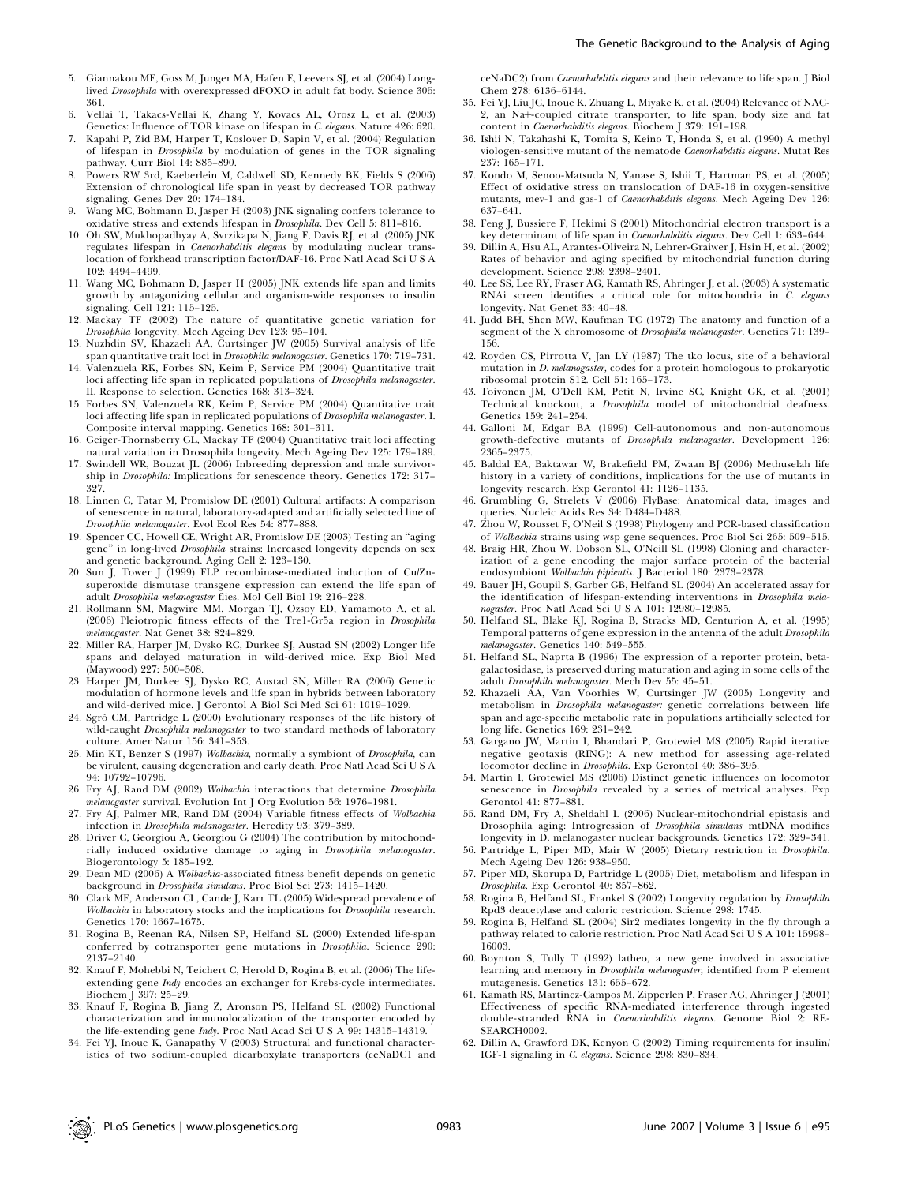5. Giannakou ME, Goss M, Junger MA, Hafen E, Leevers SJ, et al. (2004) Long-lived *Drosophila* with overexpressed dFOXO in adult fat body. Science 305: 361.
6. Vellai T, Takacs-Vellai K, Zhang Y, Kovacs AL, Orosz L, et al. (2003) Genetics: Influence of TOR kinase on lifespan in *C. elegans*. Nature 426: 620.
7. Kapahi P, Zid BM, Harper T, Koslover D, Sapin V, et al. (2004) Regulation of lifespan in *Drosophila* by modulation of genes in the TOR signaling pathway. Curr Biol 14: 885–890.
8. Powers RW 3rd, Kaeberlein M, Caldwell SD, Kennedy BK, Fields S (2006) Extension of chronological life span in yeast by decreased TOR pathway signaling. Genes Dev 20: 174–184.
9. Wang MC, Bohmann D, Jasper H (2003) JNK signaling confers tolerance to oxidative stress and extends lifespan in *Drosophila*. Dev Cell 5: 811–816.
10. Oh SW, Mukhopadhyay A, Svrzikapa N, Jiang F, Davis RJ, et al. (2005) JNK regulates lifespan in *Caenorhabditis elegans* by modulating nuclear translocation of forkhead transcription factor/DAF-16. Proc Natl Acad Sci U S A 102: 4494–4499.
11. Wang MC, Bohmann D, Jasper H (2005) JNK extends life span and limits growth by antagonizing cellular and organism-wide responses to insulin signaling. Cell 121: 115–125.
12. Mackay TF (2002) The nature of quantitative genetic variation for *Drosophila* longevity. Mech Ageing Dev 123: 95–104.
13. Nuzhdin SV, Khazaeli AA, Curtsinger JW (2005) Survival analysis of life span quantitative trait loci in *Drosophila melanogaster*. Genetics 170: 719–731.
14. Valenzuela RK, Forbes SN, Keim P, Service PM (2004) Quantitative trait loci affecting life span in replicated populations of *Drosophila melanogaster*. II. Response to selection. Genetics 168: 313–324.
15. Forbes SN, Valenzuela RK, Keim P, Service PM (2004) Quantitative trait loci affecting life span in replicated populations of *Drosophila melanogaster*. I. Composite interval mapping. Genetics 168: 301–311.
16. Geiger-Thornsberry GL, Mackay TF (2004) Quantitative trait loci affecting natural variation in Drosophila longevity. Mech Ageing Dev 125: 179–189.
17. Swindell WR, Bouzat JL (2006) Inbreeding depression and male survivorship in *Drosophila:* Implications for senescence theory. Genetics 172: 317–327.
18. Linnen C, Tatar M, Promislow DE (2001) Cultural artifacts: A comparison of senescence in natural, laboratory-adapted and artificially selected line of *Drosophila melanogaster*. Evol Ecol Res 54: 877–888.
19. Spencer CC, Howell CE, Wright AR, Promislow DE (2003) Testing an "aging gene" in long-lived *Drosophila* strains: Increased longevity depends on sex and genetic background. Aging Cell 2: 123–130.
20. Sun J, Tower J (1999) FLP recombinase-mediated induction of Cu/Zn-superoxide dismutase transgene expression can extend the life span of adult *Drosophila melanogaster* flies. Mol Cell Biol 19: 216–228.
21. Rollmann SM, Magwire MM, Morgan TJ, Ozsoy ED, Yamamoto A, et al. (2006) Pleiotropic fitness effects of the Tre1-Gr5a region in *Drosophila melanogaster*. Nat Genet 38: 824–829.
22. Miller RA, Harper JM, Dysko RC, Durkee SJ, Austad SN (2002) Longer life spans and delayed maturation in wild-derived mice. Exp Biol Med (Maywood) 227: 500–508.
23. Harper JM, Durkee SJ, Dysko RC, Austad SN, Miller RA (2006) Genetic modulation of hormone levels and life span in hybrids between laboratory and wild-derived mice. J Gerontol A Biol Sci Med Sci 61: 1019–1029.
24. Sgrò CM, Partridge L (2000) Evolutionary responses of the life history of wild-caught *Drosophila melanogaster* to two standard methods of laboratory culture. Amer Natur 156: 341–353.
25. Min KT, Benzer S (1997) *Wolbachia*, normally a symbiont of *Drosophila*, can be virulent, causing degeneration and early death. Proc Natl Acad Sci U S A 94: 10792–10796.
26. Fry AJ, Rand DM (2002) *Wolbachia* interactions that determine *Drosophila melanogaster* survival. Evolution Int J Org Evolution 56: 1976–1981.
27. Fry AJ, Palmer MR, Rand DM (2004) Variable fitness effects of *Wolbachia* infection in *Drosophila melanogaster*. Heredity 93: 379–389.
28. Driver C, Georgiou A, Georgiou G (2004) The contribution by mitochondrially induced oxidative damage to aging in *Drosophila melanogaster*. Biogerontology 5: 185–192.
29. Dean MD (2006) A *Wolbachia*-associated fitness benefit depends on genetic background in *Drosophila simulans*. Proc Biol Sci 273: 1415–1420.
30. Clark ME, Anderson CL, Cande J, Karr TL (2005) Widespread prevalence of *Wolbachia* in laboratory stocks and the implications for *Drosophila* research. Genetics 170: 1667–1675.
31. Rogina B, Reenan RA, Nilsen SP, Helfand SL (2000) Extended life-span conferred by cotransporter gene mutations in *Drosophila*. Science 290: 2137–2140.
32. Knauf F, Mohebbi N, Teichert C, Herold D, Rogina B, et al. (2006) The life-extending gene *Indy* encodes an exchanger for Krebs-cycle intermediates. Biochem J 397: 25–29.
33. Knauf F, Rogina B, Jiang Z, Aronson PS, Helfand SL (2002) Functional characterization and immunolocalization of the transporter encoded by the life-extending gene *Indy*. Proc Natl Acad Sci U S A 99: 14315–14319.
34. Fei YJ, Inoue K, Ganapathy V (2003) Structural and functional characteristics of two sodium-coupled dicarboxylate transporters (ceNaDC1 and ceNaDC2) from *Caenorhabditis elegans* and their relevance to life span. J Biol Chem 278: 6136–6144.
35. Fei YJ, Liu JC, Inoue K, Zhuang L, Miyake K, et al. (2004) Relevance of NAC-2, an Na+-coupled citrate transporter, to life span, body size and fat content in *Caenorhabditis elegans*. Biochem J 379: 191–198.
36. Ishii N, Takahashi K, Tomita S, Keino T, Honda S, et al. (1990) A methyl viologen-sensitive mutant of the nematode *Caenorhabditis elegans*. Mutat Res 237: 165–171.
37. Kondo M, Senoo-Matsuda N, Yanase S, Ishii T, Hartman PS, et al. (2005) Effect of oxidative stress on translocation of DAF-16 in oxygen-sensitive mutants, mev-1 and gas-1 of *Caenorhabditis elegans*. Mech Ageing Dev 126: 637–641.
38. Feng J, Bussiere F, Hekimi S (2001) Mitochondrial electron transport is a key determinant of life span in *Caenorhabditis elegans*. Dev Cell 1: 633–644.
39. Dillin A, Hsu AL, Arantes-Oliveira N, Lehrer-Graiwer J, Hsin H, et al. (2002) Rates of behavior and aging specified by mitochondrial function during development. Science 298: 2398–2401.
40. Lee SS, Lee RY, Fraser AG, Kamath RS, Ahringer J, et al. (2003) A systematic RNAi screen identifies a critical role for mitochondria in *C. elegans* longevity. Nat Genet 33: 40–48.
41. Judd BH, Shen MW, Kaufman TC (1972) The anatomy and function of a segment of the X chromosome of *Drosophila melanogaster*. Genetics 71: 139–156.
42. Royden CS, Pirrotta V, Jan LY (1987) The tko locus, site of a behavioral mutation in *D. melanogaster*, codes for a protein homologous to prokaryotic ribosomal protein S12. Cell 51: 165–173.
43. Toivonen JM, O'Dell KM, Petit N, Irvine SC, Knight GK, et al. (2001) Technical knockout, a *Drosophila* model of mitochondrial deafness. Genetics 159: 241–254.
44. Galloni M, Edgar BA (1999) Cell-autonomous and non-autonomous growth-defective mutants of *Drosophila melanogaster*. Development 126: 2365–2375.
45. Baldal EA, Baktawar W, Brakefield PM, Zwaan BJ (2006) Methuselah life history in a variety of conditions, implications for the use of mutants in longevity research. Exp Gerontol 41: 1126–1135.
46. Grumbling G, Strelets V (2006) FlyBase: Anatomical data, images and queries. Nucleic Acids Res 34: D484–D488.
47. Zhou W, Rousset F, O'Neil S (1998) Phylogeny and PCR-based classification of *Wolbachia* strains using wsp gene sequences. Proc Biol Sci 265: 509–515.
48. Braig HR, Zhou W, Dobson SL, O'Neill SL (1998) Cloning and characterization of a gene encoding the major surface protein of the bacterial endosymbiont *Wolbachia pipientis*. J Bacteriol 180: 2373–2378.
49. Bauer JH, Goupil S, Garber GB, Helfand SL (2004) An accelerated assay for the identification of lifespan-extending interventions in *Drosophila melanogaster*. Proc Natl Acad Sci U S A 101: 12980–12985.
50. Helfand SL, Blake KJ, Rogina B, Stracks MD, Centurion A, et al. (1995) Temporal patterns of gene expression in the antenna of the adult *Drosophila melanogaster*. Genetics 140: 549–555.
51. Helfand SL, Naprta B (1996) The expression of a reporter protein, beta-galactosidase, is preserved during maturation and aging in some cells of the adult *Drosophila melanogaster*. Mech Dev 55: 45–51.
52. Khazaeli AA, Van Voorhies W, Curtsinger JW (2005) Longevity and metabolism in *Drosophila melanogaster:* genetic correlations between life span and age-specific metabolic rate in populations artificially selected for long life. Genetics 169: 231–242.
53. Gargano JW, Martin I, Bhandari P, Grotewiel MS (2005) Rapid iterative negative geotaxis (RING): A new method for assessing age-related locomotor decline in *Drosophila*. Exp Gerontol 40: 386–395.
54. Martin I, Grotewiel MS (2006) Distinct genetic influences on locomotor senescence in *Drosophila* revealed by a series of metrical analyses. Exp Gerontol 41: 877–881.
55. Rand DM, Fry A, Sheldahl L (2006) Nuclear-mitochondrial epistasis and Drosophila aging: Introgression of *Drosophila simulans* mtDNA modifies longevity in D. melanogaster nuclear backgrounds. Genetics 172: 329–341.
56. Partridge L, Piper MD, Mair W (2005) Dietary restriction in *Drosophila*. Mech Ageing Dev 126: 938–950.
57. Piper MD, Skorupa D, Partridge L (2005) Diet, metabolism and lifespan in *Drosophila*. Exp Gerontol 40: 857–862.
58. Rogina B, Helfand SL, Frankel S (2002) Longevity regulation by *Drosophila* Rpd3 deacetylase and caloric restriction. Science 298: 1745.
59. Rogina B, Helfand SL (2004) Sir2 mediates longevity in the fly through a pathway related to calorie restriction. Proc Natl Acad Sci U S A 101: 15998–16003.
60. Boynton S, Tully T (1992) latheo, a new gene involved in associative learning and memory in *Drosophila melanogaster*, identified from P element mutagenesis. Genetics 131: 655–672.
61. Kamath RS, Martinez-Campos M, Zipperlen P, Fraser AG, Ahringer J (2001) Effectiveness of specific RNA-mediated interference through ingested double-stranded RNA in *Caenorhabditis elegans*. Genome Biol 2: RESEARCH0002.
62. Dillin A, Crawford DK, Kenyon C (2002) Timing requirements for insulin/IGF-1 signaling in *C. elegans*. Science 298: 830–834.